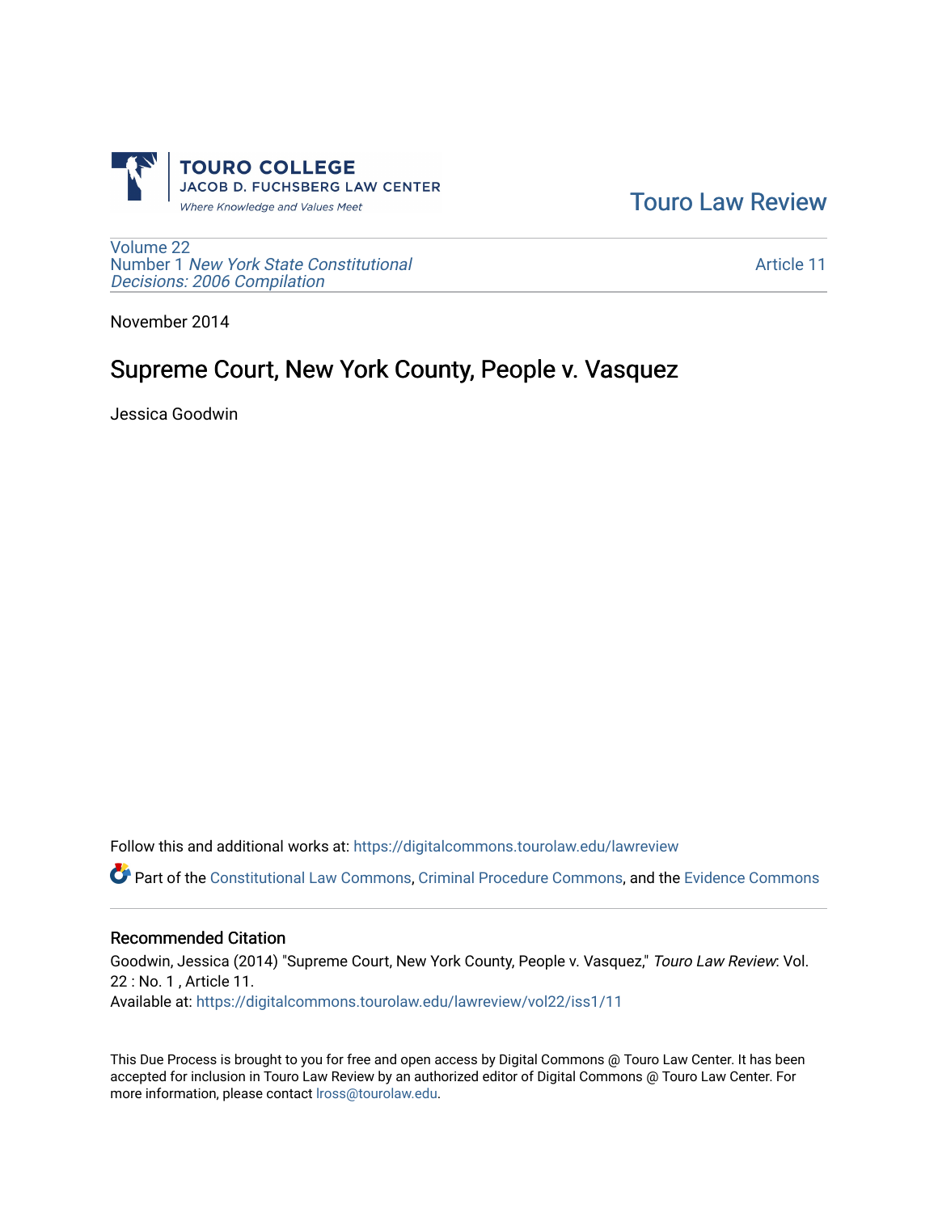TOURO COLLEGE
JACOB D. FUCHSBERG LAW CENTER
*Where Knowledge and Values Meet*

Touro Law Review

Volume 22
Number 1 *New York State Constitutional Decisions: 2006 Compilation*

Article 11

November 2014

# Supreme Court, New York County, People v. Vasquez

Jessica Goodwin

Follow this and additional works at: https://digitalcommons.tourolaw.edu/lawreview

Part of the Constitutional Law Commons, Criminal Procedure Commons, and the Evidence Commons

## Recommended Citation

Goodwin, Jessica (2014) "Supreme Court, New York County, People v. Vasquez," *Touro Law Review*: Vol. 22 : No. 1 , Article 11.
Available at: https://digitalcommons.tourolaw.edu/lawreview/vol22/iss1/11

This Due Process is brought to you for free and open access by Digital Commons @ Touro Law Center. It has been accepted for inclusion in Touro Law Review by an authorized editor of Digital Commons @ Touro Law Center. For more information, please contact lross@tourolaw.edu.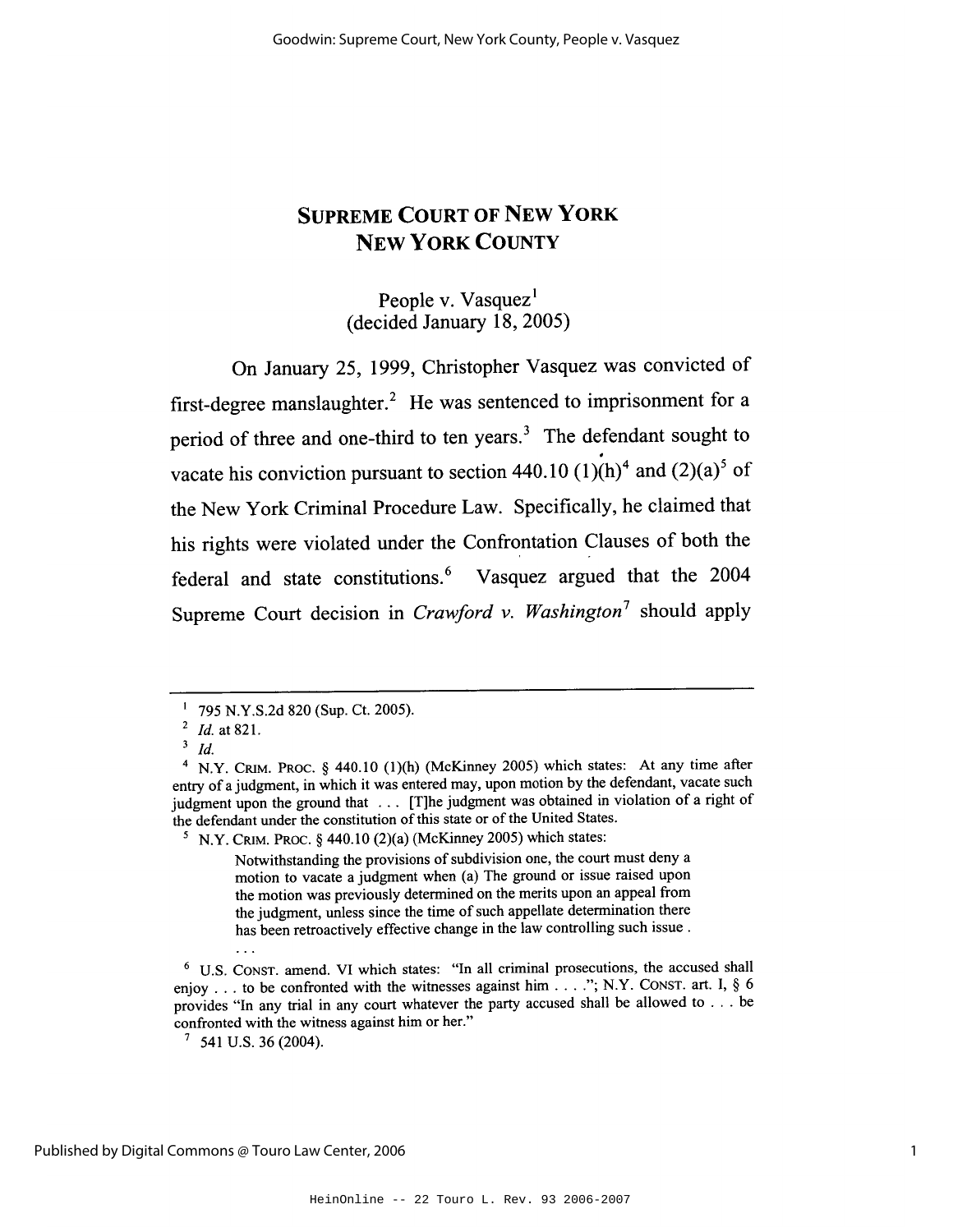# SUPREME COURT OF NEW YORK
# NEW YORK COUNTY

People v. Vasquez[1]
(decided January 18, 2005)

On January 25, 1999, Christopher Vasquez was convicted of first-degree manslaughter.[2] He was sentenced to imprisonment for a period of three and one-third to ten years.[3] The defendant sought to vacate his conviction pursuant to section 440.10 (1)(h)[4] and (2)(a)[5] of the New York Criminal Procedure Law. Specifically, he claimed that his rights were violated under the Confrontation Clauses of both the federal and state constitutions.[6] Vasquez argued that the 2004 Supreme Court decision in *Crawford v. Washington*[7] should apply

---

[1] 795 N.Y.S.2d 820 (Sup. Ct. 2005).

[2] *Id.* at 821.

[3] *Id.*

[4] N.Y. CRIM. PROC. § 440.10 (1)(h) (McKinney 2005) which states: At any time after entry of a judgment, in which it was entered may, upon motion by the defendant, vacate such judgment upon the ground that . . . [T]he judgment was obtained in violation of a right of the defendant under the constitution of this state or of the United States.

[5] N.Y. CRIM. PROC. § 440.10 (2)(a) (McKinney 2005) which states:

> Notwithstanding the provisions of subdivision one, the court must deny a motion to vacate a judgment when (a) The ground or issue raised upon the motion was previously determined on the merits upon an appeal from the judgment, unless since the time of such appellate determination there has been retroactively effective change in the law controlling such issue . . . .

[6] U.S. CONST. amend. VI which states: "In all criminal prosecutions, the accused shall enjoy . . . to be confronted with the witnesses against him . . . ."; N.Y. CONST. art. I, § 6 provides "In any trial in any court whatever the party accused shall be allowed to . . . be confronted with the witness against him or her."

[7] 541 U.S. 36 (2004).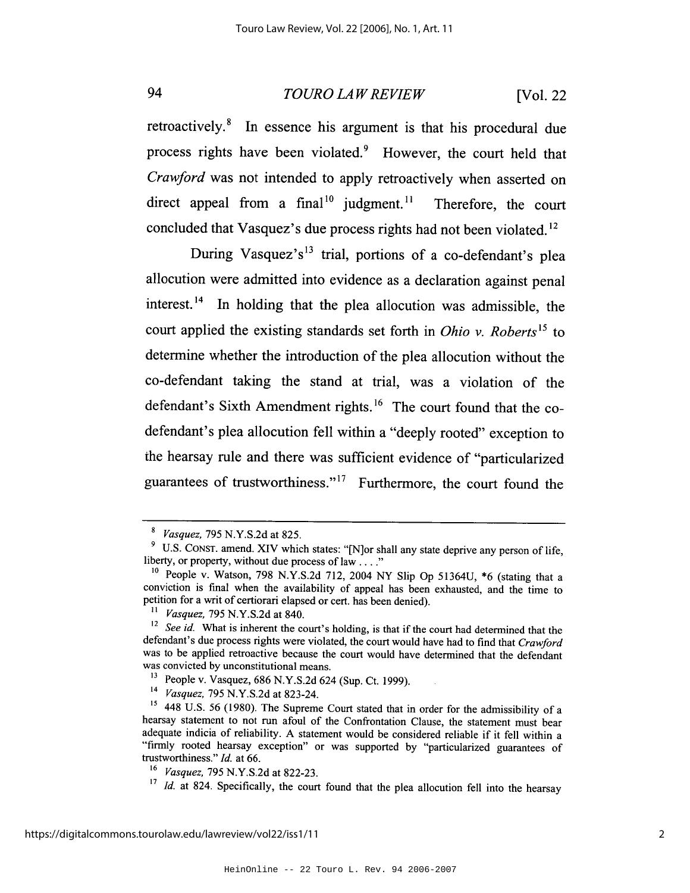retroactively.[8] In essence his argument is that his procedural due process rights have been violated.[9] However, the court held that *Crawford* was not intended to apply retroactively when asserted on direct appeal from a final[10] judgment.[11] Therefore, the court concluded that Vasquez's due process rights had not been violated.[12]

During Vasquez's[13] trial, portions of a co-defendant's plea allocution were admitted into evidence as a declaration against penal interest.[14] In holding that the plea allocution was admissible, the court applied the existing standards set forth in *Ohio v. Roberts*[15] to determine whether the introduction of the plea allocution without the co-defendant taking the stand at trial, was a violation of the defendant's Sixth Amendment rights.[16] The court found that the co-defendant's plea allocution fell within a "deeply rooted" exception to the hearsay rule and there was sufficient evidence of "particularized guarantees of trustworthiness."[17] Furthermore, the court found the

---

[8] *Vasquez*, 795 N.Y.S.2d at 825.

[9] U.S. CONST. amend. XIV which states: "[N]or shall any state deprive any person of life, liberty, or property, without due process of law . . . ."

[10] People v. Watson, 798 N.Y.S.2d 712, 2004 NY Slip Op 51364U, *6 (stating that a conviction is final when the availability of appeal has been exhausted, and the time to petition for a writ of certiorari elapsed or cert. has been denied).

[11] *Vasquez*, 795 N.Y.S.2d at 840.

[12] *See id.* What is inherent the court's holding, is that if the court had determined that the defendant's due process rights were violated, the court would have had to find that *Crawford* was to be applied retroactive because the court would have determined that the defendant was convicted by unconstitutional means.

[13] People v. Vasquez, 686 N.Y.S.2d 624 (Sup. Ct. 1999).

[14] *Vasquez*, 795 N.Y.S.2d at 823-24.

[15] 448 U.S. 56 (1980). The Supreme Court stated that in order for the admissibility of a hearsay statement to not run afoul of the Confrontation Clause, the statement must bear adequate indicia of reliability. A statement would be considered reliable if it fell within a "firmly rooted hearsay exception" or was supported by "particularized guarantees of trustworthiness." *Id.* at 66.

[16] *Vasquez*, 795 N.Y.S.2d at 822-23.

[17] *Id.* at 824. Specifically, the court found that the plea allocution fell into the hearsay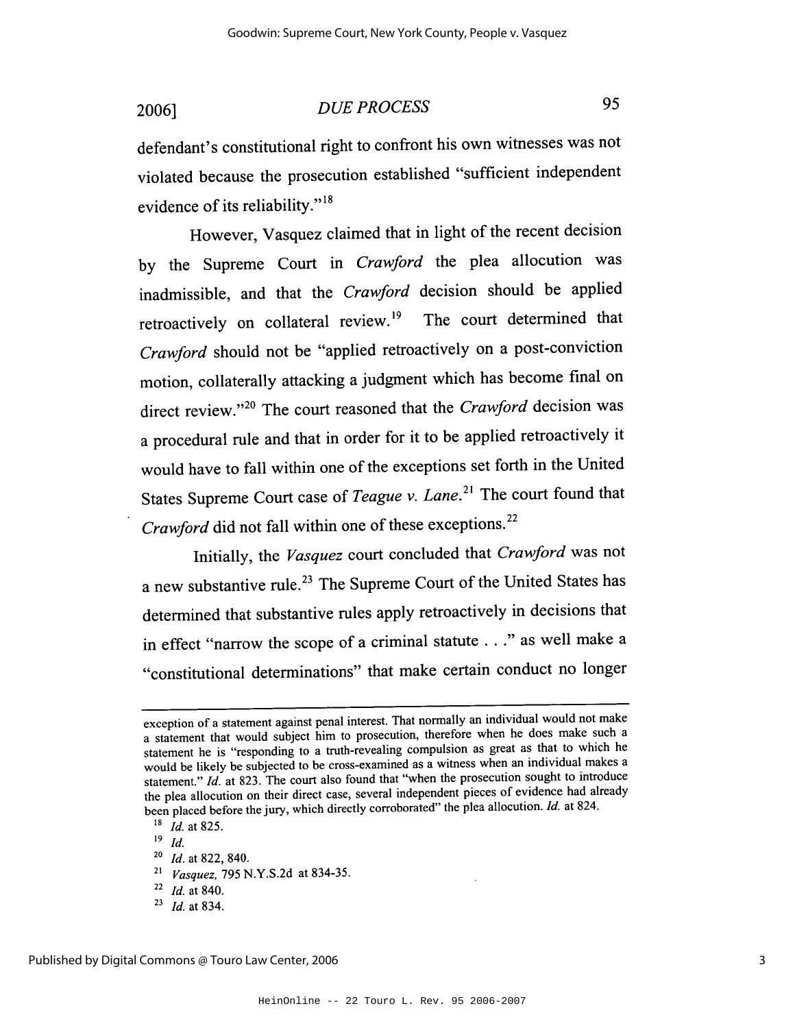defendant's constitutional right to confront his own witnesses was not violated because the prosecution established "sufficient independent evidence of its reliability."[18]

However, Vasquez claimed that in light of the recent decision by the Supreme Court in *Crawford* the plea allocution was inadmissible, and that the *Crawford* decision should be applied retroactively on collateral review.[19] The court determined that *Crawford* should not be "applied retroactively on a post-conviction motion, collaterally attacking a judgment which has become final on direct review."[20] The court reasoned that the *Crawford* decision was a procedural rule and that in order for it to be applied retroactively it would have to fall within one of the exceptions set forth in the United States Supreme Court case of *Teague v. Lane*.[21] The court found that *Crawford* did not fall within one of these exceptions.[22]

Initially, the *Vasquez* court concluded that *Crawford* was not a new substantive rule.[23] The Supreme Court of the United States has determined that substantive rules apply retroactively in decisions that in effect "narrow the scope of a criminal statute . . ." as well make a "constitutional determinations" that make certain conduct no longer

---

exception of a statement against penal interest. That normally an individual would not make a statement that would subject him to prosecution, therefore when he does make such a statement he is "responding to a truth-revealing compulsion as great as that to which he would be likely be subjected to be cross-examined as a witness when an individual makes a statement." *Id.* at 823. The court also found that "when the prosecution sought to introduce the plea allocution on their direct case, several independent pieces of evidence had already been placed before the jury, which directly corroborated" the plea allocution. *Id.* at 824.

[18] *Id.* at 825.

[19] *Id.*

[20] *Id.* at 822, 840.

[21] *Vasquez*, 795 N.Y.S.2d at 834-35.

[22] *Id.* at 840.

[23] *Id.* at 834.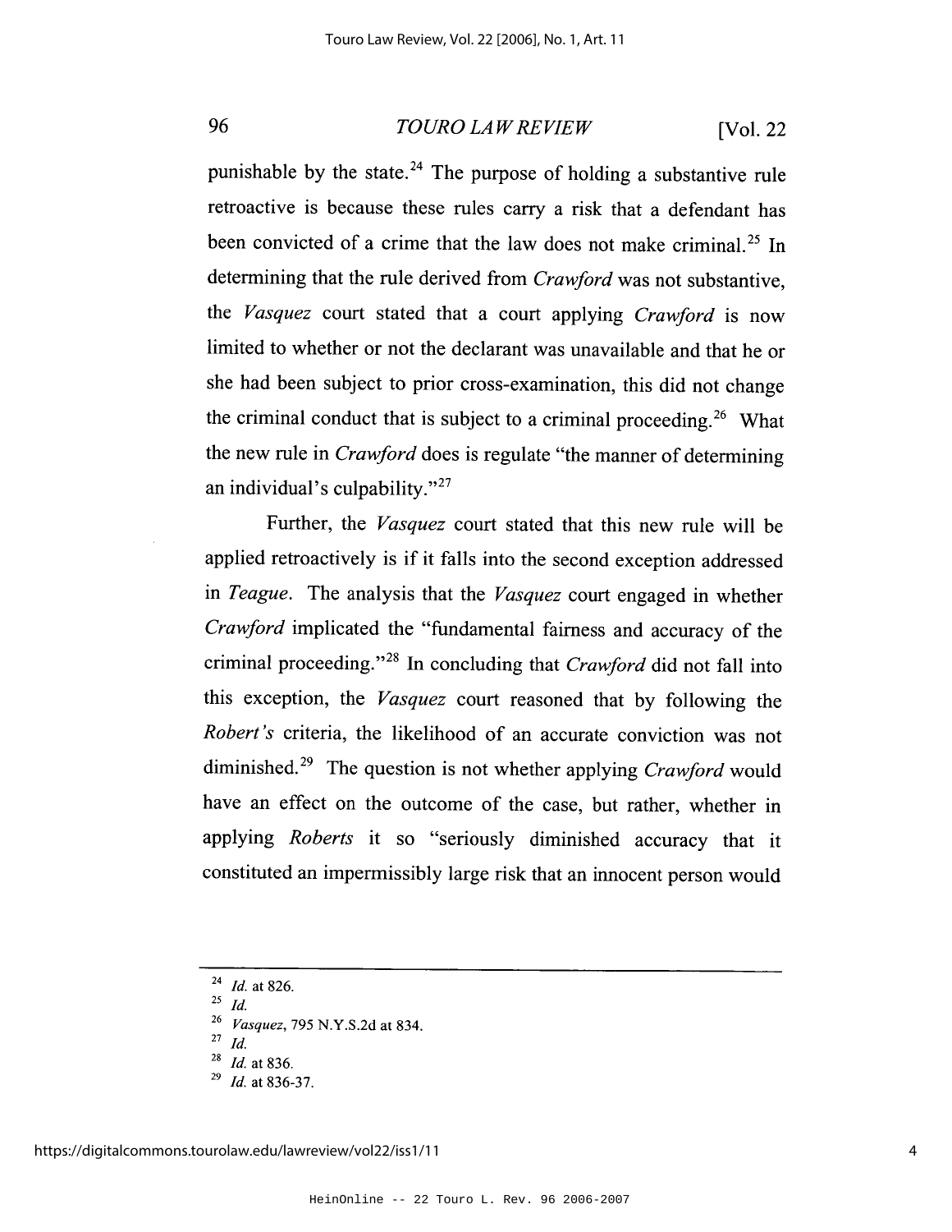punishable by the state.[24] The purpose of holding a substantive rule retroactive is because these rules carry a risk that a defendant has been convicted of a crime that the law does not make criminal.[25] In determining that the rule derived from *Crawford* was not substantive, the *Vasquez* court stated that a court applying *Crawford* is now limited to whether or not the declarant was unavailable and that he or she had been subject to prior cross-examination, this did not change the criminal conduct that is subject to a criminal proceeding.[26] What the new rule in *Crawford* does is regulate "the manner of determining an individual's culpability."[27]

Further, the *Vasquez* court stated that this new rule will be applied retroactively is if it falls into the second exception addressed in *Teague*. The analysis that the *Vasquez* court engaged in whether *Crawford* implicated the "fundamental fairness and accuracy of the criminal proceeding."[28] In concluding that *Crawford* did not fall into this exception, the *Vasquez* court reasoned that by following the *Robert's* criteria, the likelihood of an accurate conviction was not diminished.[29] The question is not whether applying *Crawford* would have an effect on the outcome of the case, but rather, whether in applying *Roberts* it so "seriously diminished accuracy that it constituted an impermissibly large risk that an innocent person would

---

[24] *Id.* at 826.

[25] *Id.*

[26] *Vasquez*, 795 N.Y.S.2d at 834.

[27] *Id.*

[28] *Id.* at 836.

[29] *Id.* at 836-37.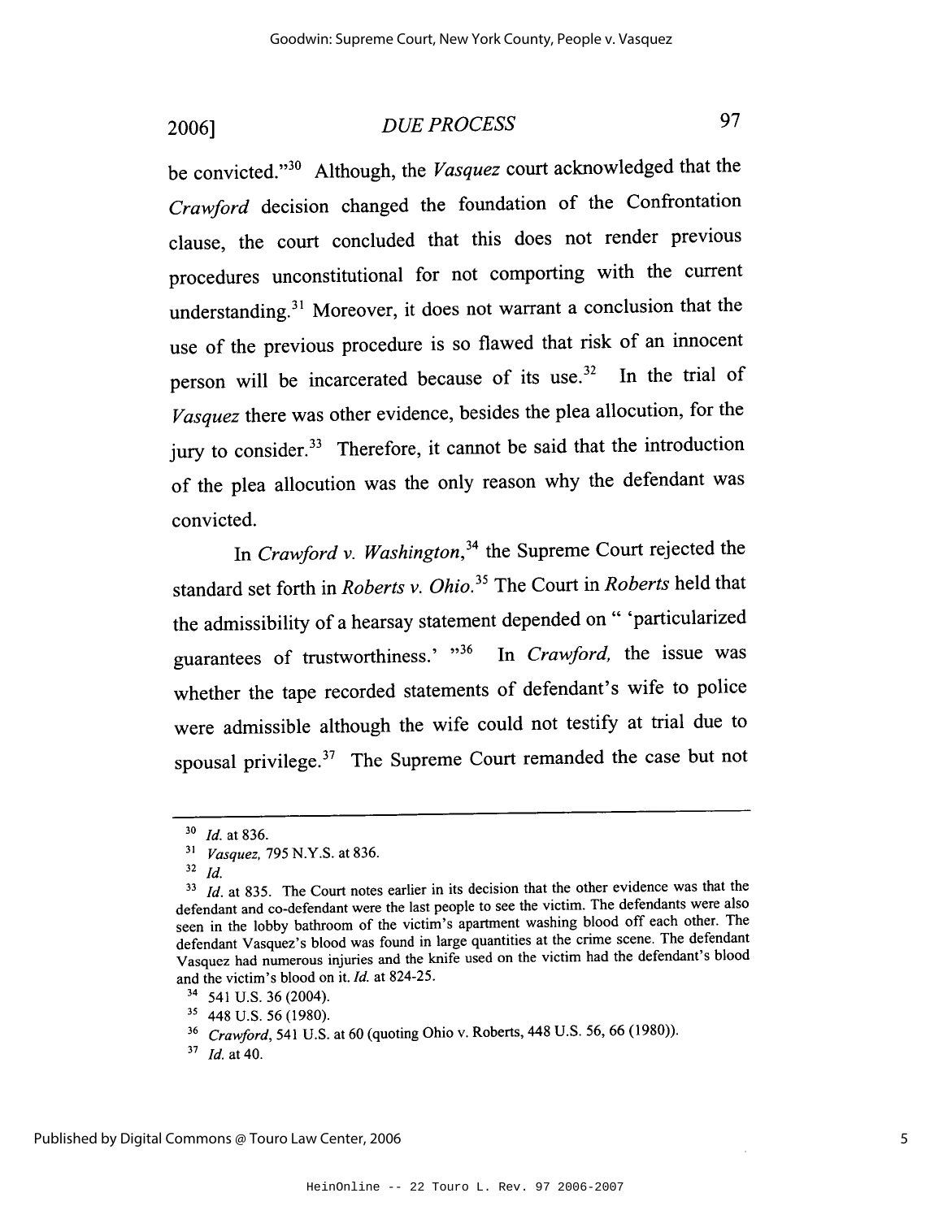be convicted."[30] Although, the *Vasquez* court acknowledged that the *Crawford* decision changed the foundation of the Confrontation clause, the court concluded that this does not render previous procedures unconstitutional for not comporting with the current understanding.[31] Moreover, it does not warrant a conclusion that the use of the previous procedure is so flawed that risk of an innocent person will be incarcerated because of its use.[32] In the trial of *Vasquez* there was other evidence, besides the plea allocution, for the jury to consider.[33] Therefore, it cannot be said that the introduction of the plea allocution was the only reason why the defendant was convicted.

In *Crawford v. Washington*,[34] the Supreme Court rejected the standard set forth in *Roberts v. Ohio*.[35] The Court in *Roberts* held that the admissibility of a hearsay statement depended on " 'particularized guarantees of trustworthiness.' "[36] In *Crawford*, the issue was whether the tape recorded statements of defendant's wife to police were admissible although the wife could not testify at trial due to spousal privilege.[37] The Supreme Court remanded the case but not

---

[30] *Id.* at 836.

[31] *Vasquez*, 795 N.Y.S. at 836.

[32] *Id.*

[33] *Id.* at 835. The Court notes earlier in its decision that the other evidence was that the defendant and co-defendant were the last people to see the victim. The defendants were also seen in the lobby bathroom of the victim's apartment washing blood off each other. The defendant Vasquez's blood was found in large quantities at the crime scene. The defendant Vasquez had numerous injuries and the knife used on the victim had the defendant's blood and the victim's blood on it. *Id.* at 824-25.

[34] 541 U.S. 36 (2004).

[35] 448 U.S. 56 (1980).

[36] *Crawford*, 541 U.S. at 60 (quoting Ohio v. Roberts, 448 U.S. 56, 66 (1980)).

[37] *Id.* at 40.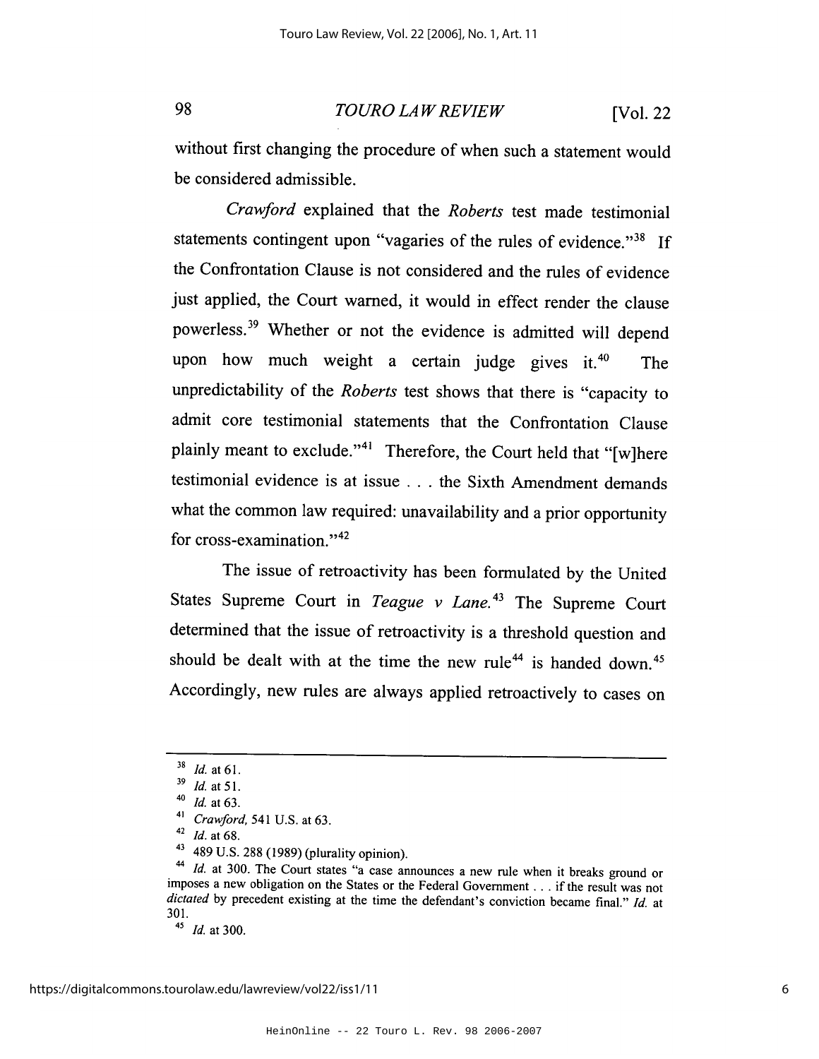without first changing the procedure of when such a statement would be considered admissible.

*Crawford* explained that the *Roberts* test made testimonial statements contingent upon "vagaries of the rules of evidence."[38] If the Confrontation Clause is not considered and the rules of evidence just applied, the Court warned, it would in effect render the clause powerless.[39] Whether or not the evidence is admitted will depend upon how much weight a certain judge gives it.[40] The unpredictability of the *Roberts* test shows that there is "capacity to admit core testimonial statements that the Confrontation Clause plainly meant to exclude."[41] Therefore, the Court held that "[w]here testimonial evidence is at issue . . . the Sixth Amendment demands what the common law required: unavailability and a prior opportunity for cross-examination."[42]

The issue of retroactivity has been formulated by the United States Supreme Court in *Teague v Lane.*[43] The Supreme Court determined that the issue of retroactivity is a threshold question and should be dealt with at the time the new rule[44] is handed down.[45] Accordingly, new rules are always applied retroactively to cases on

---

[38] *Id.* at 61.

[39] *Id.* at 51.

[40] *Id.* at 63.

[41] *Crawford*, 541 U.S. at 63.

[42] *Id.* at 68.

[43] 489 U.S. 288 (1989) (plurality opinion).

[44] *Id.* at 300. The Court states "a case announces a new rule when it breaks ground or imposes a new obligation on the States or the Federal Government . . . if the result was not *dictated* by precedent existing at the time the defendant's conviction became final." *Id.* at 301.

[45] *Id.* at 300.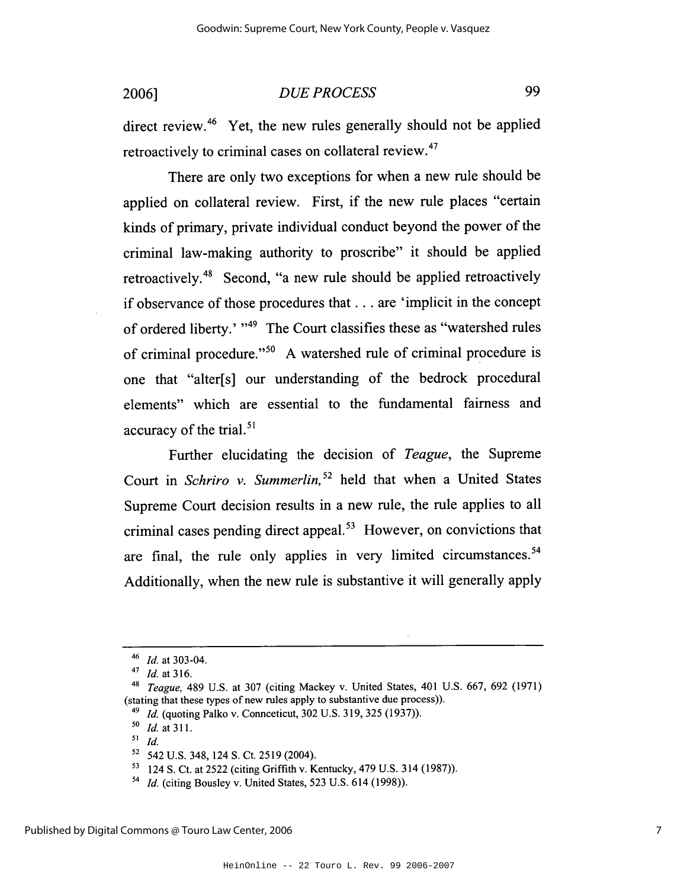direct review.[46] Yet, the new rules generally should not be applied retroactively to criminal cases on collateral review.[47]

There are only two exceptions for when a new rule should be applied on collateral review. First, if the new rule places "certain kinds of primary, private individual conduct beyond the power of the criminal law-making authority to proscribe" it should be applied retroactively.[48] Second, "a new rule should be applied retroactively if observance of those procedures that . . . are 'implicit in the concept of ordered liberty.' "[49] The Court classifies these as "watershed rules of criminal procedure."[50] A watershed rule of criminal procedure is one that "alter[s] our understanding of the bedrock procedural elements" which are essential to the fundamental fairness and accuracy of the trial.[51]

Further elucidating the decision of *Teague*, the Supreme Court in *Schriro v. Summerlin*,[52] held that when a United States Supreme Court decision results in a new rule, the rule applies to all criminal cases pending direct appeal.[53] However, on convictions that are final, the rule only applies in very limited circumstances.[54] Additionally, when the new rule is substantive it will generally apply

---

[46] *Id.* at 303-04.

[47] *Id.* at 316.

[48] *Teague*, 489 U.S. at 307 (citing Mackey v. United States, 401 U.S. 667, 692 (1971) (stating that these types of new rules apply to substantive due process)).

[49] *Id.* (quoting Palko v. Connceticut, 302 U.S. 319, 325 (1937)).

[50] *Id.* at 311.

[51] *Id.*

[52] 542 U.S. 348, 124 S. Ct. 2519 (2004).

[53] 124 S. Ct. at 2522 (citing Griffith v. Kentucky, 479 U.S. 314 (1987)).

[54] *Id.* (citing Bousley v. United States, 523 U.S. 614 (1998)).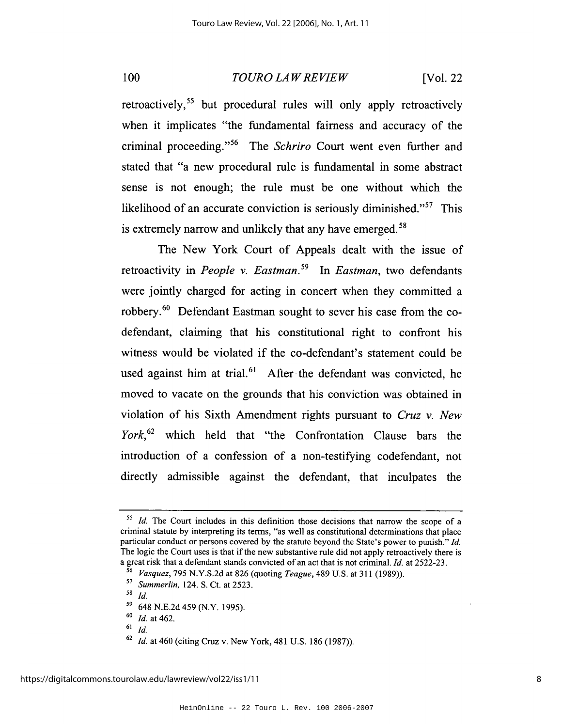retroactively,[55] but procedural rules will only apply retroactively when it implicates "the fundamental fairness and accuracy of the criminal proceeding."[56] The *Schriro* Court went even further and stated that "a new procedural rule is fundamental in some abstract sense is not enough; the rule must be one without which the likelihood of an accurate conviction is seriously diminished."[57] This is extremely narrow and unlikely that any have emerged.[58]

The New York Court of Appeals dealt with the issue of retroactivity in *People v. Eastman*.[59] In *Eastman*, two defendants were jointly charged for acting in concert when they committed a robbery.[60] Defendant Eastman sought to sever his case from the co-defendant, claiming that his constitutional right to confront his witness would be violated if the co-defendant's statement could be used against him at trial.[61] After the defendant was convicted, he moved to vacate on the grounds that his conviction was obtained in violation of his Sixth Amendment rights pursuant to *Cruz v. New York*,[62] which held that "the Confrontation Clause bars the introduction of a confession of a non-testifying codefendant, not directly admissible against the defendant, that inculpates the

---

[55] *Id.* The Court includes in this definition those decisions that narrow the scope of a criminal statute by interpreting its terms, "as well as constitutional determinations that place particular conduct or persons covered by the statute beyond the State's power to punish." *Id.* The logic the Court uses is that if the new substantive rule did not apply retroactively there is a great risk that a defendant stands convicted of an act that is not criminal. *Id.* at 2522-23.

[56] *Vasquez*, 795 N.Y.S.2d at 826 (quoting *Teague*, 489 U.S. at 311 (1989)).

[57] *Summerlin*, 124. S. Ct. at 2523.

[58] *Id.*

[59] 648 N.E.2d 459 (N.Y. 1995).

[60] *Id.* at 462.

[61] *Id.*

[62] *Id.* at 460 (citing Cruz v. New York, 481 U.S. 186 (1987)).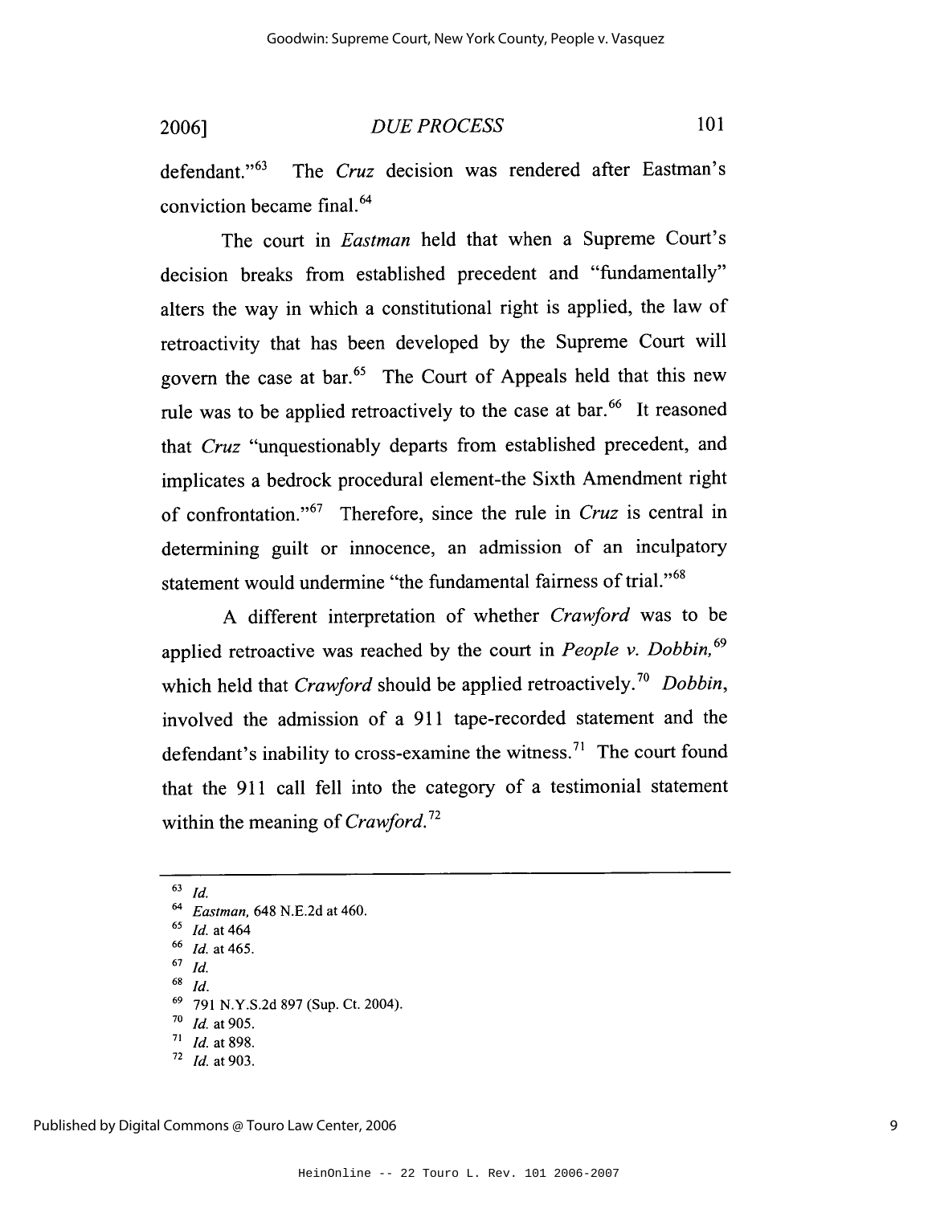defendant."[63] The *Cruz* decision was rendered after Eastman's conviction became final.[64]

The court in *Eastman* held that when a Supreme Court's decision breaks from established precedent and "fundamentally" alters the way in which a constitutional right is applied, the law of retroactivity that has been developed by the Supreme Court will govern the case at bar.[65] The Court of Appeals held that this new rule was to be applied retroactively to the case at bar.[66] It reasoned that *Cruz* "unquestionably departs from established precedent, and implicates a bedrock procedural element-the Sixth Amendment right of confrontation."[67] Therefore, since the rule in *Cruz* is central in determining guilt or innocence, an admission of an inculpatory statement would undermine "the fundamental fairness of trial."[68]

A different interpretation of whether *Crawford* was to be applied retroactive was reached by the court in *People v. Dobbin*,[69] which held that *Crawford* should be applied retroactively.[70] *Dobbin*, involved the admission of a 911 tape-recorded statement and the defendant's inability to cross-examine the witness.[71] The court found that the 911 call fell into the category of a testimonial statement within the meaning of *Crawford*.[72]

---

[63] *Id.*

[64] *Eastman*, 648 N.E.2d at 460.

[65] *Id.* at 464

[66] *Id.* at 465.

[67] *Id.*

[68] *Id.*

[69] 791 N.Y.S.2d 897 (Sup. Ct. 2004).

[70] *Id.* at 905.

[71] *Id.* at 898.

[72] *Id.* at 903.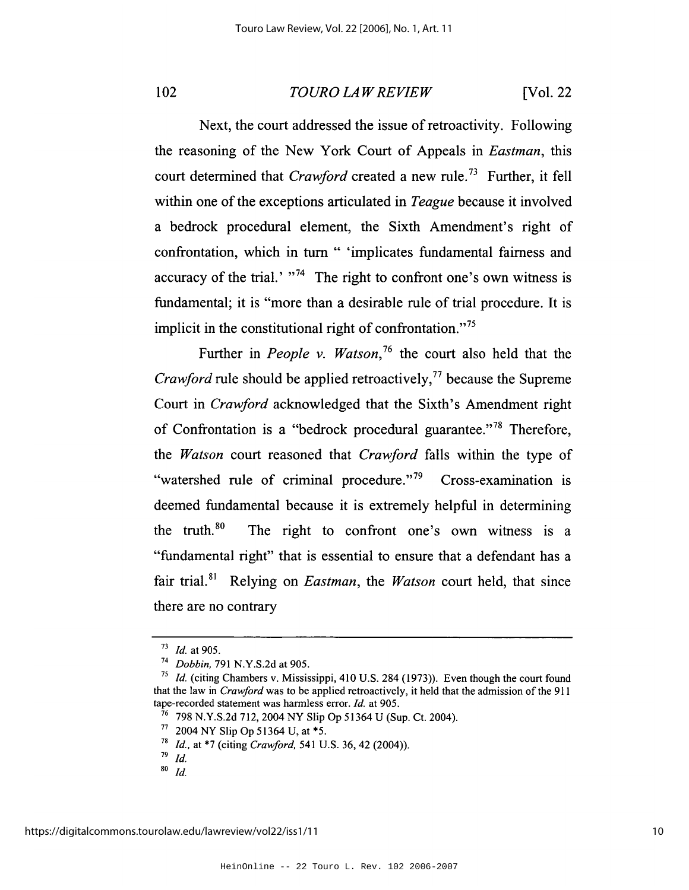Next, the court addressed the issue of retroactivity. Following the reasoning of the New York Court of Appeals in *Eastman*, this court determined that *Crawford* created a new rule.[73] Further, it fell within one of the exceptions articulated in *Teague* because it involved a bedrock procedural element, the Sixth Amendment's right of confrontation, which in turn " 'implicates fundamental fairness and accuracy of the trial.' "[74] The right to confront one's own witness is fundamental; it is "more than a desirable rule of trial procedure. It is implicit in the constitutional right of confrontation."[75]

Further in *People v. Watson*,[76] the court also held that the *Crawford* rule should be applied retroactively,[77] because the Supreme Court in *Crawford* acknowledged that the Sixth's Amendment right of Confrontation is a "bedrock procedural guarantee."[78] Therefore, the *Watson* court reasoned that *Crawford* falls within the type of "watershed rule of criminal procedure."[79] Cross-examination is deemed fundamental because it is extremely helpful in determining the truth.[80] The right to confront one's own witness is a "fundamental right" that is essential to ensure that a defendant has a fair trial.[81] Relying on *Eastman*, the *Watson* court held, that since there are no contrary

---

[73] *Id.* at 905.

[74] *Dobbin*, 791 N.Y.S.2d at 905.

[75] *Id.* (citing Chambers v. Mississippi, 410 U.S. 284 (1973)). Even though the court found that the law in *Crawford* was to be applied retroactively, it held that the admission of the 911 tape-recorded statement was harmless error. *Id.* at 905.

[76] 798 N.Y.S.2d 712, 2004 NY Slip Op 51364 U (Sup. Ct. 2004).

[77] 2004 NY Slip Op 51364 U, at *5.

[78] *Id.*, at *7 (citing *Crawford*, 541 U.S. 36, 42 (2004)).

[79] *Id.*

[80] *Id.*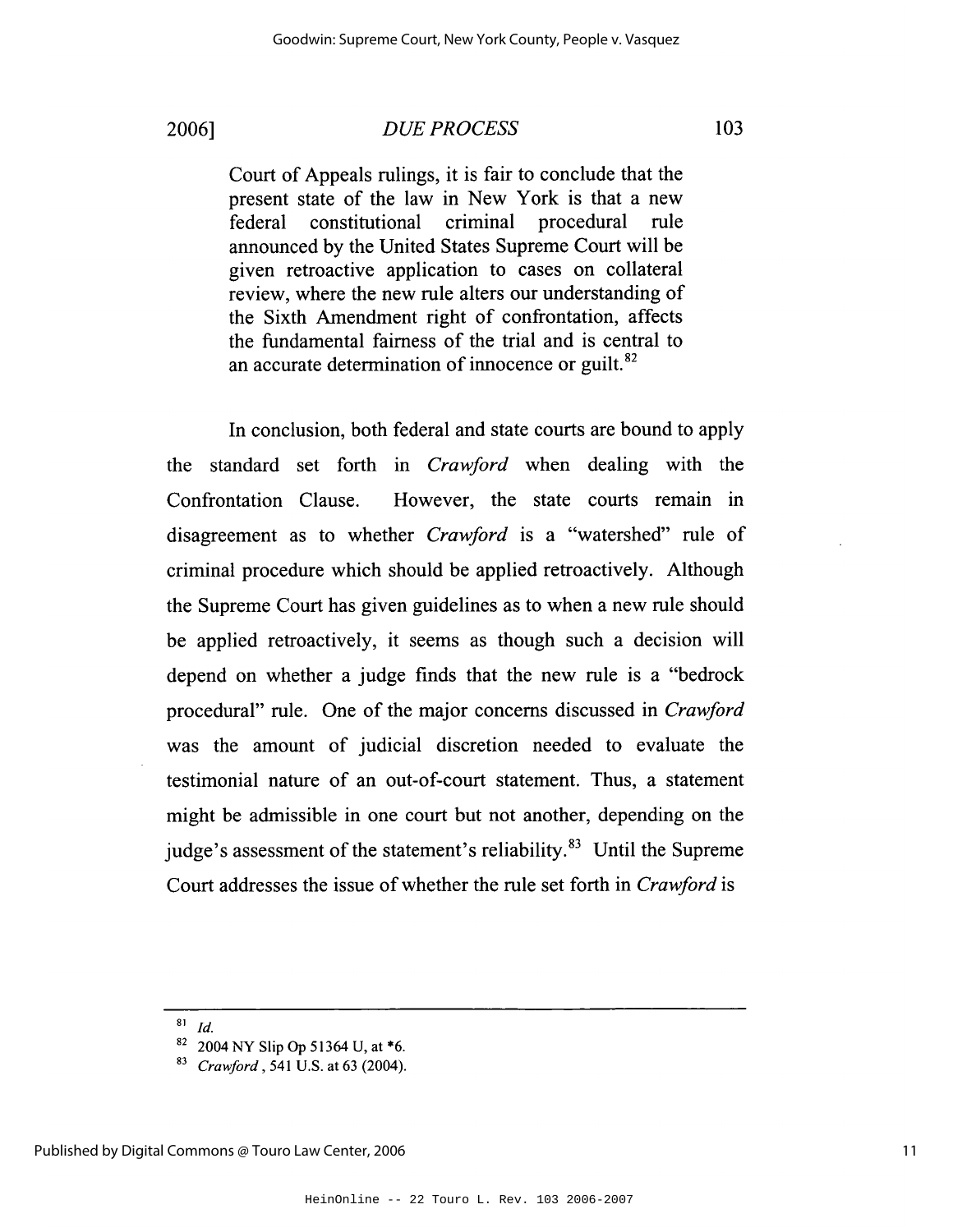> Court of Appeals rulings, it is fair to conclude that the present state of the law in New York is that a new federal constitutional criminal procedural rule announced by the United States Supreme Court will be given retroactive application to cases on collateral review, where the new rule alters our understanding of the Sixth Amendment right of confrontation, affects the fundamental fairness of the trial and is central to an accurate determination of innocence or guilt.[82]

In conclusion, both federal and state courts are bound to apply the standard set forth in *Crawford* when dealing with the Confrontation Clause. However, the state courts remain in disagreement as to whether *Crawford* is a "watershed" rule of criminal procedure which should be applied retroactively. Although the Supreme Court has given guidelines as to when a new rule should be applied retroactively, it seems as though such a decision will depend on whether a judge finds that the new rule is a "bedrock procedural" rule. One of the major concerns discussed in *Crawford* was the amount of judicial discretion needed to evaluate the testimonial nature of an out-of-court statement. Thus, a statement might be admissible in one court but not another, depending on the judge's assessment of the statement's reliability.[83] Until the Supreme Court addresses the issue of whether the rule set forth in *Crawford* is

---

[81] *Id.*

[82] 2004 NY Slip Op 51364 U, at *6.

[83] *Crawford*, 541 U.S. at 63 (2004).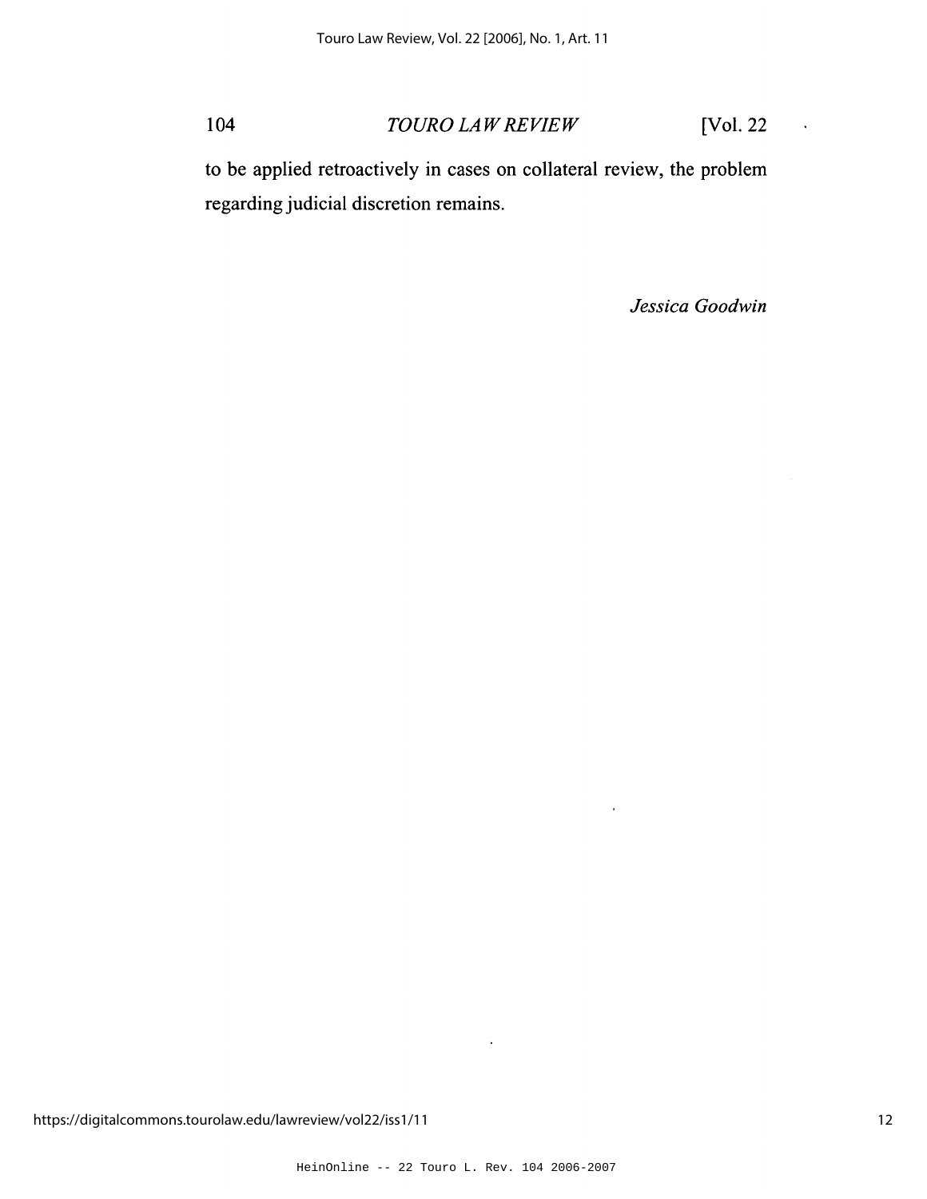to be applied retroactively in cases on collateral review, the problem regarding judicial discretion remains.

*Jessica Goodwin*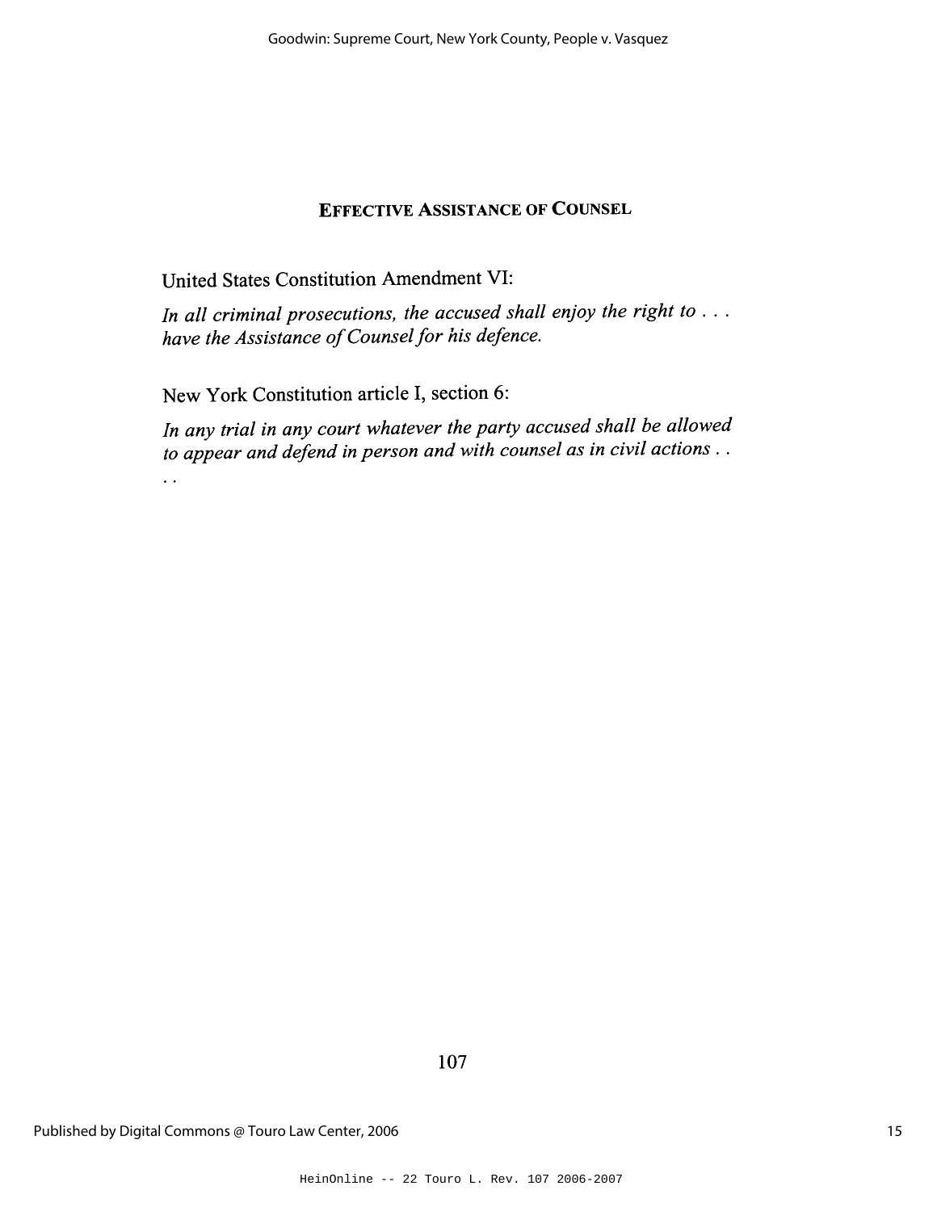## EFFECTIVE ASSISTANCE OF COUNSEL

United States Constitution Amendment VI:

*In all criminal prosecutions, the accused shall enjoy the right to . . . have the Assistance of Counsel for his defence.*

New York Constitution article I, section 6:

*In any trial in any court whatever the party accused shall be allowed to appear and defend in person and with counsel as in civil actions . . . .*